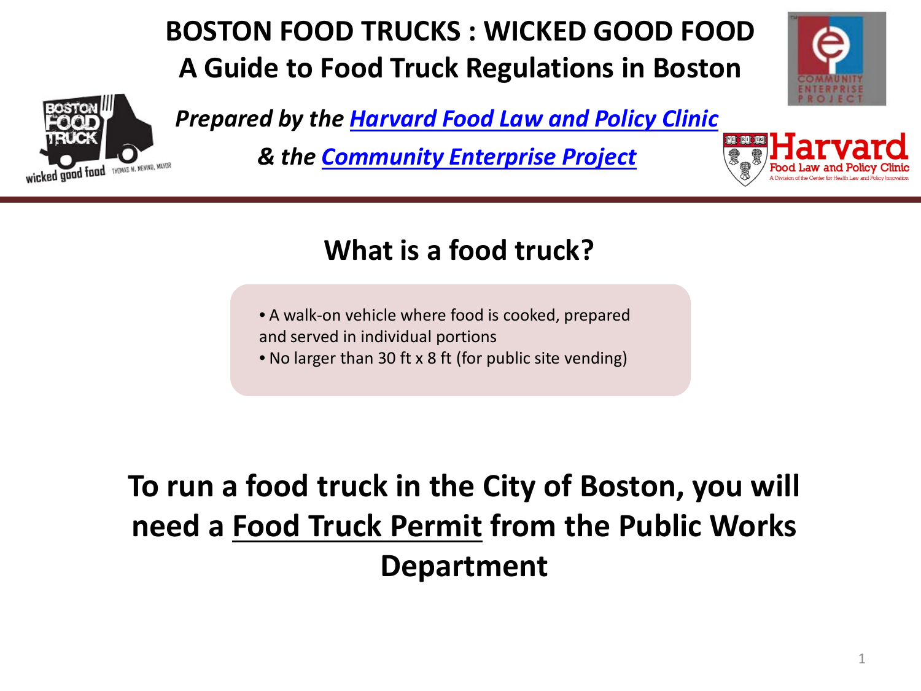# BOSTON FOOD TRUCKS : WICKED GOOD FOOD
# A Guide to Food Truck Regulations in Boston

***Prepared by the Harvard Food Law and Policy Clinic***

***& the Community Enterprise Project***

## What is a food truck?

- A walk-on vehicle where food is cooked, prepared and served in individual portions
- No larger than 30 ft x 8 ft (for public site vending)

## To run a food truck in the City of Boston, you will need a Food Truck Permit from the Public Works Department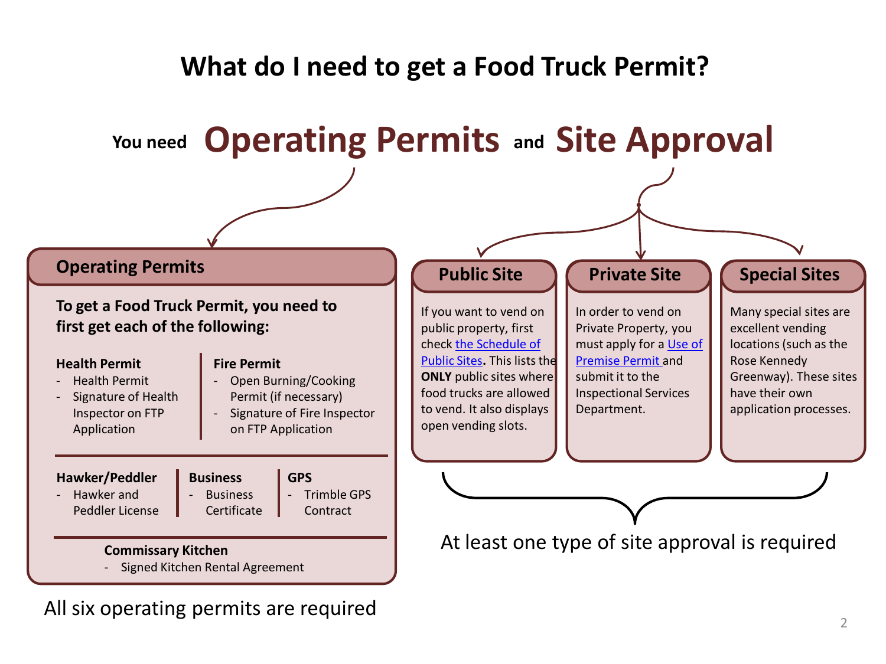# What do I need to get a Food Truck Permit?

You need **Operating Permits** and **Site Approval**

## Operating Permits

**To get a Food Truck Permit, you need to first get each of the following:**

**Health Permit**
- Health Permit
- Signature of Health Inspector on FTP Application

**Fire Permit**
- Open Burning/Cooking Permit (if necessary)
- Signature of Fire Inspector on FTP Application

**Hawker/Peddler**
- Hawker and Peddler License

**Business**
- Business Certificate

**GPS**
- Trimble GPS Contract

**Commissary Kitchen**
- Signed Kitchen Rental Agreement

All six operating permits are required

## Public Site

If you want to vend on public property, first check [the Schedule of Public Sites]. This lists the **ONLY** public sites where food trucks are allowed to vend. It also displays open vending slots.

## Private Site

In order to vend on Private Property, you must apply for a [Use of Premise Permit] and submit it to the Inspectional Services Department.

## Special Sites

Many special sites are excellent vending locations (such as the Rose Kennedy Greenway). These sites have their own application processes.

At least one type of site approval is required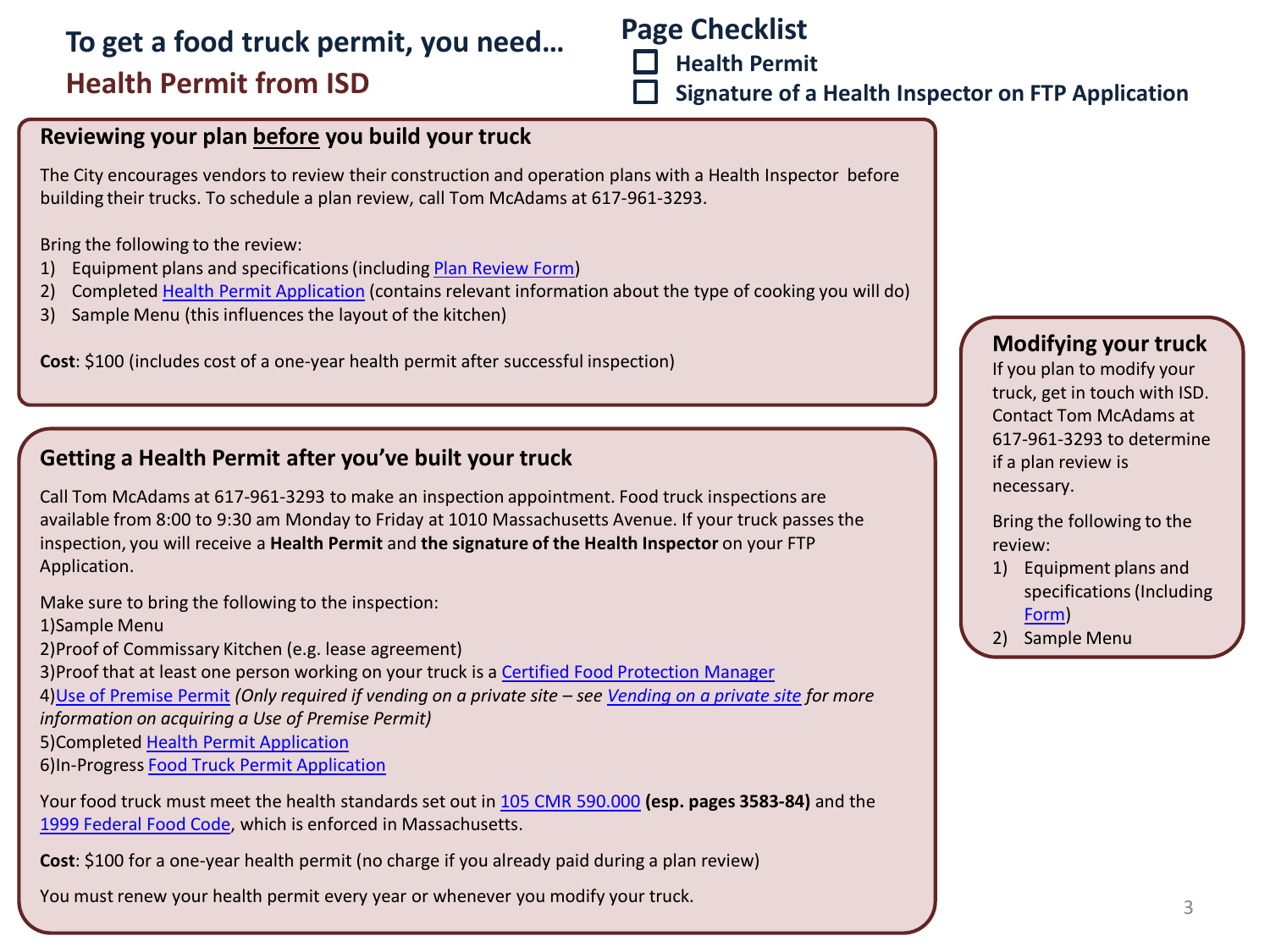# To get a food truck permit, you need…

## Health Permit from ISD

### Page Checklist

- ☐ Health Permit
- ☐ Signature of a Health Inspector on FTP Application

### Reviewing your plan before you build your truck

The City encourages vendors to review their construction and operation plans with a Health Inspector before building their trucks. To schedule a plan review, call Tom McAdams at 617-961-3293.

Bring the following to the review:

1) Equipment plans and specifications (including Plan Review Form)
2) Completed Health Permit Application (contains relevant information about the type of cooking you will do)
3) Sample Menu (this influences the layout of the kitchen)

**Cost**: $100 (includes cost of a one-year health permit after successful inspection)

### Getting a Health Permit after you've built your truck

Call Tom McAdams at 617-961-3293 to make an inspection appointment. Food truck inspections are available from 8:00 to 9:30 am Monday to Friday at 1010 Massachusetts Avenue. If your truck passes the inspection, you will receive a **Health Permit** and **the signature of the Health Inspector** on your FTP Application.

Make sure to bring the following to the inspection:

1) Sample Menu
2) Proof of Commissary Kitchen (e.g. lease agreement)
3) Proof that at least one person working on your truck is a Certified Food Protection Manager
4) Use of Premise Permit *(Only required if vending on a private site – see Vending on a private site for more information on acquiring a Use of Premise Permit)*
5) Completed Health Permit Application
6) In-Progress Food Truck Permit Application

Your food truck must meet the health standards set out in 105 CMR 590.000 **(esp. pages 3583-84)** and the 1999 Federal Food Code, which is enforced in Massachusetts.

**Cost**: $100 for a one-year health permit (no charge if you already paid during a plan review)

You must renew your health permit every year or whenever you modify your truck.

### Modifying your truck

If you plan to modify your truck, get in touch with ISD. Contact Tom McAdams at 617-961-3293 to determine if a plan review is necessary.

Bring the following to the review:

1) Equipment plans and specifications (Including Form)
2) Sample Menu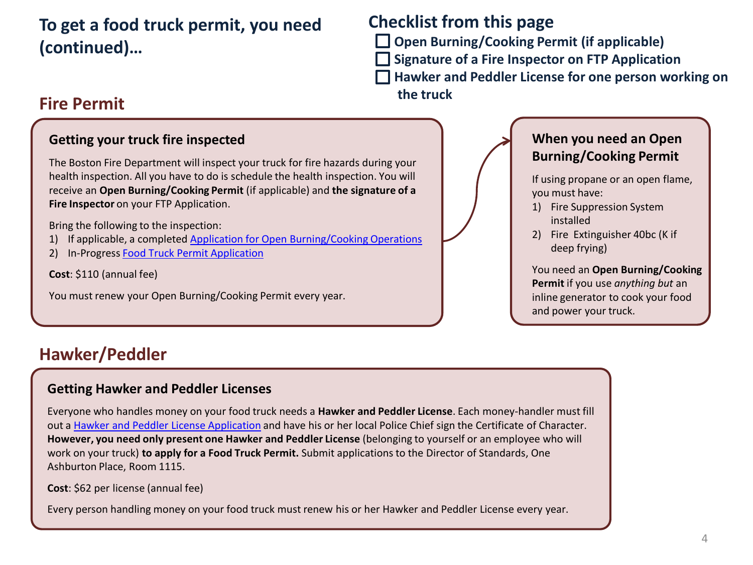# To get a food truck permit, you need (continued)…

## Checklist from this page

- ☐ Open Burning/Cooking Permit (if applicable)
- ☐ Signature of a Fire Inspector on FTP Application
- ☐ Hawker and Peddler License for one person working on the truck

## Fire Permit

### Getting your truck fire inspected

The Boston Fire Department will inspect your truck for fire hazards during your health inspection. All you have to do is schedule the health inspection. You will receive an **Open Burning/Cooking Permit** (if applicable) and **the signature of a Fire Inspector** on your FTP Application.

Bring the following to the inspection:

1) If applicable, a completed Application for Open Burning/Cooking Operations
2) In-Progress Food Truck Permit Application

**Cost**: $110 (annual fee)

You must renew your Open Burning/Cooking Permit every year.

### When you need an Open Burning/Cooking Permit

If using propane or an open flame, you must have:

1) Fire Suppression System installed
2) Fire Extinguisher 40bc (K if deep frying)

You need an **Open Burning/Cooking Permit** if you use *anything but* an inline generator to cook your food and power your truck.

## Hawker/Peddler

### Getting Hawker and Peddler Licenses

Everyone who handles money on your food truck needs a **Hawker and Peddler License**. Each money-handler must fill out a Hawker and Peddler License Application and have his or her local Police Chief sign the Certificate of Character. **However, you need only present one Hawker and Peddler License** (belonging to yourself or an employee who will work on your truck) **to apply for a Food Truck Permit.** Submit applications to the Director of Standards, One Ashburton Place, Room 1115.

**Cost**: $62 per license (annual fee)

Every person handling money on your food truck must renew his or her Hawker and Peddler License every year.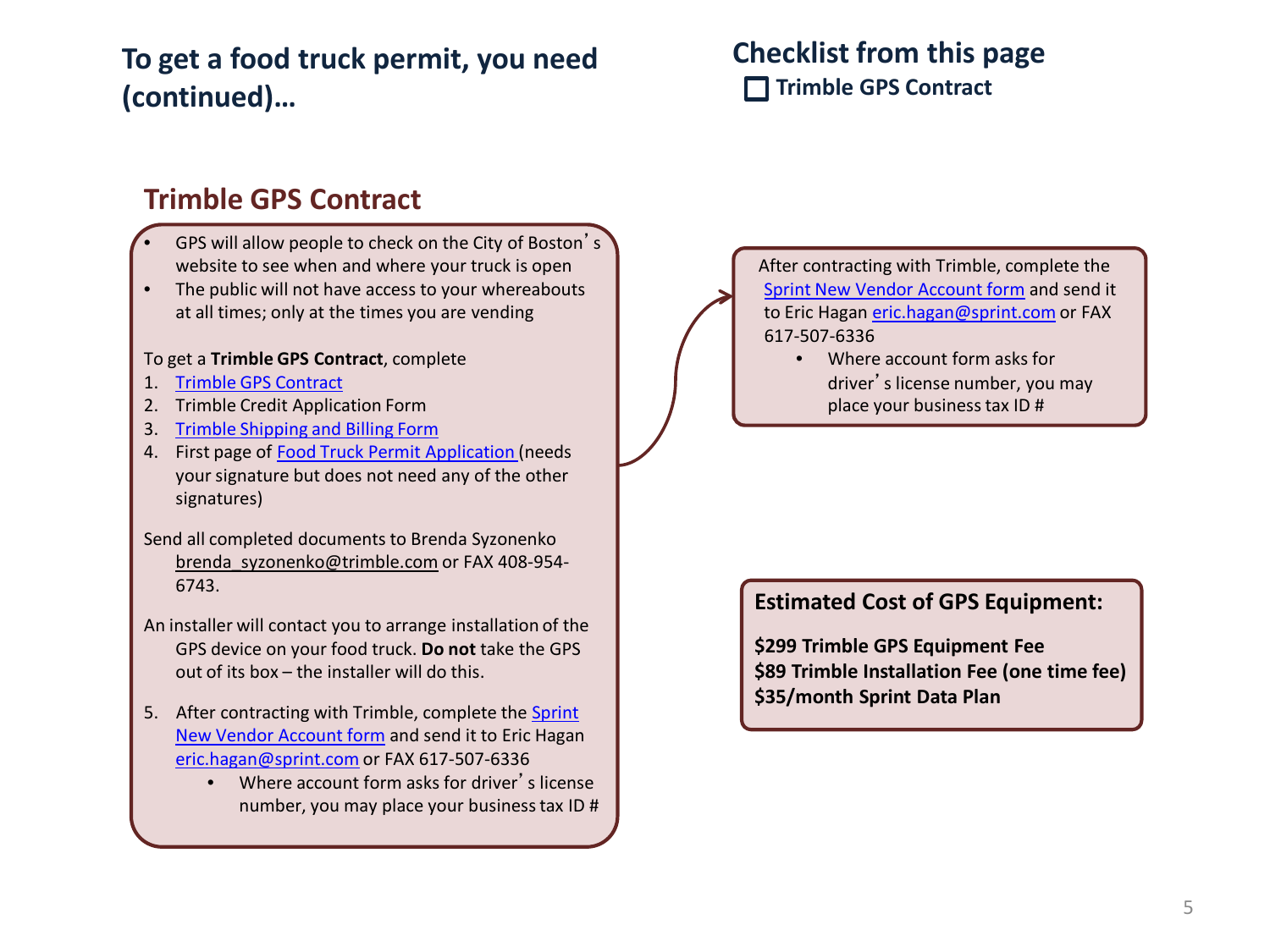## To get a food truck permit, you need (continued)…

## Checklist from this page

- [ ] Trimble GPS Contract

### Trimble GPS Contract

- GPS will allow people to check on the City of Boston's website to see when and where your truck is open
- The public will not have access to your whereabouts at all times; only at the times you are vending

To get a **Trimble GPS Contract**, complete

1. Trimble GPS Contract
2. Trimble Credit Application Form
3. Trimble Shipping and Billing Form
4. First page of Food Truck Permit Application (needs your signature but does not need any of the other signatures)

Send all completed documents to Brenda Syzonenko brenda_syzonenko@trimble.com or FAX 408-954-6743.

An installer will contact you to arrange installation of the GPS device on your food truck. **Do not** take the GPS out of its box – the installer will do this.

5. After contracting with Trimble, complete the Sprint New Vendor Account form and send it to Eric Hagan eric.hagan@sprint.com or FAX 617-507-6336
   - Where account form asks for driver's license number, you may place your business tax ID #

After contracting with Trimble, complete the Sprint New Vendor Account form and send it to Eric Hagan eric.hagan@sprint.com or FAX 617-507-6336

- Where account form asks for driver's license number, you may place your business tax ID #

**Estimated Cost of GPS Equipment:**

**$299 Trimble GPS Equipment Fee**
**$89 Trimble Installation Fee (one time fee)**
**$35/month Sprint Data Plan**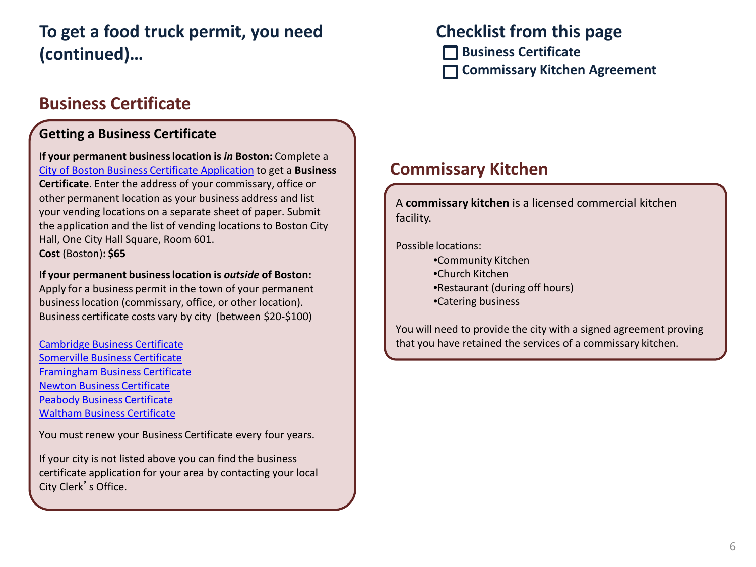## To get a food truck permit, you need (continued)…

### Business Certificate

#### Getting a Business Certificate

**If your permanent business location is *in* Boston:** Complete a City of Boston Business Certificate Application to get a **Business Certificate**. Enter the address of your commissary, office or other permanent location as your business address and list your vending locations on a separate sheet of paper. Submit the application and the list of vending locations to Boston City Hall, One City Hall Square, Room 601.
**Cost** (Boston)**: $65**

**If your permanent business location is *outside* of Boston:** Apply for a business permit in the town of your permanent business location (commissary, office, or other location). Business certificate costs vary by city (between $20-$100)

Cambridge Business Certificate
Somerville Business Certificate
Framingham Business Certificate
Newton Business Certificate
Peabody Business Certificate
Waltham Business Certificate

You must renew your Business Certificate every four years.

If your city is not listed above you can find the business certificate application for your area by contacting your local City Clerk's Office.

## Checklist from this page

- [ ] **Business Certificate**
- [ ] **Commissary Kitchen Agreement**

### Commissary Kitchen

A **commissary kitchen** is a licensed commercial kitchen facility.

Possible locations:

- Community Kitchen
- Church Kitchen
- Restaurant (during off hours)
- Catering business

You will need to provide the city with a signed agreement proving that you have retained the services of a commissary kitchen.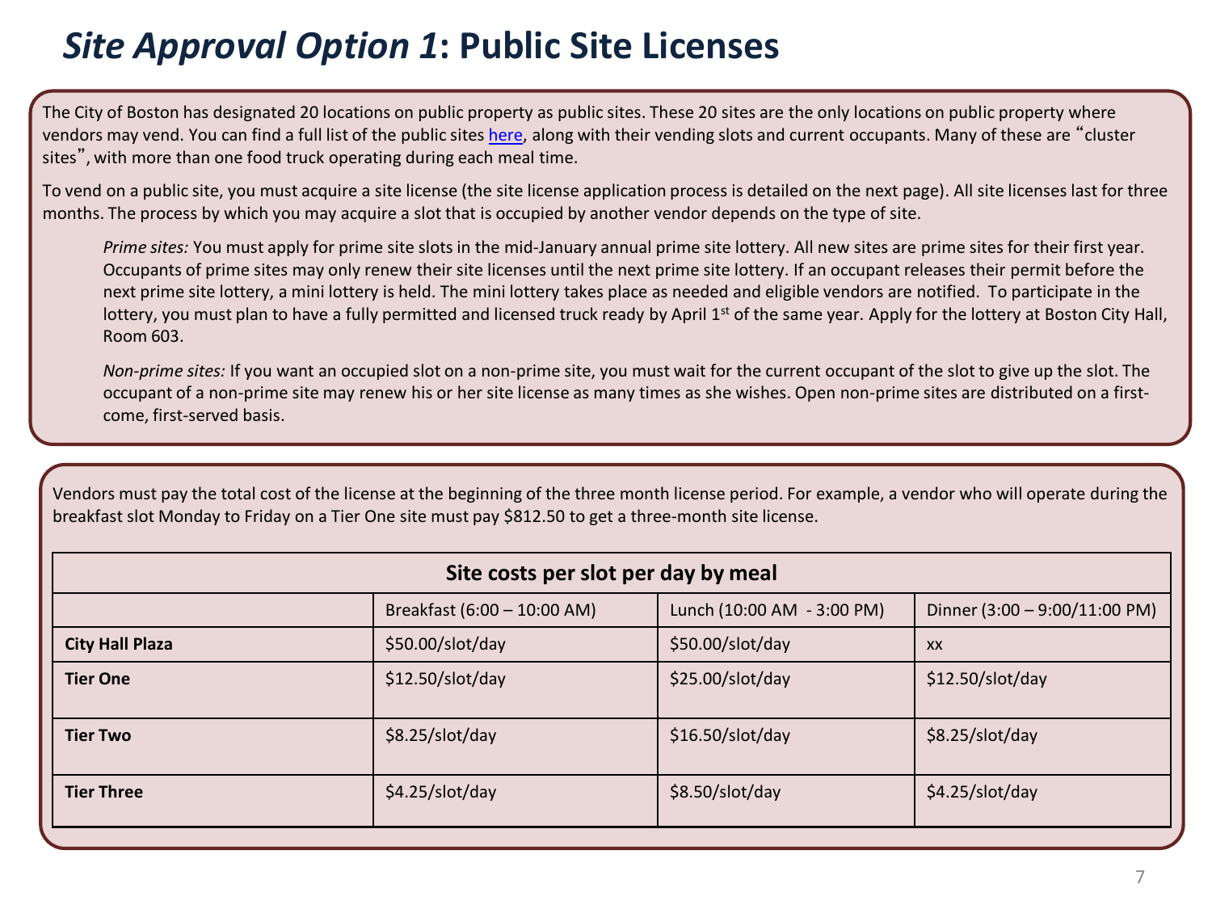# *Site Approval Option 1*: Public Site Licenses

The City of Boston has designated 20 locations on public property as public sites. These 20 sites are the only locations on public property where vendors may vend. You can find a full list of the public sites here, along with their vending slots and current occupants. Many of these are "cluster sites", with more than one food truck operating during each meal time.

To vend on a public site, you must acquire a site license (the site license application process is detailed on the next page). All site licenses last for three months. The process by which you may acquire a slot that is occupied by another vendor depends on the type of site.

> *Prime sites:* You must apply for prime site slots in the mid-January annual prime site lottery. All new sites are prime sites for their first year. Occupants of prime sites may only renew their site licenses until the next prime site lottery. If an occupant releases their permit before the next prime site lottery, a mini lottery is held. The mini lottery takes place as needed and eligible vendors are notified. To participate in the lottery, you must plan to have a fully permitted and licensed truck ready by April 1st of the same year. Apply for the lottery at Boston City Hall, Room 603.
>
> *Non-prime sites:* If you want an occupied slot on a non-prime site, you must wait for the current occupant of the slot to give up the slot. The occupant of a non-prime site may renew his or her site license as many times as she wishes. Open non-prime sites are distributed on a first-come, first-served basis.

Vendors must pay the total cost of the license at the beginning of the three month license period. For example, a vendor who will operate during the breakfast slot Monday to Friday on a Tier One site must pay $812.50 to get a three-month site license.

**Site costs per slot per day by meal**

| | Breakfast (6:00 – 10:00 AM) | Lunch (10:00 AM - 3:00 PM) | Dinner (3:00 – 9:00/11:00 PM) |
|---|---|---|---|
| **City Hall Plaza** | $50.00/slot/day | $50.00/slot/day | xx |
| **Tier One** | $12.50/slot/day | $25.00/slot/day | $12.50/slot/day |
| **Tier Two** | $8.25/slot/day | $16.50/slot/day | $8.25/slot/day |
| **Tier Three** | $4.25/slot/day | $8.50/slot/day | $4.25/slot/day |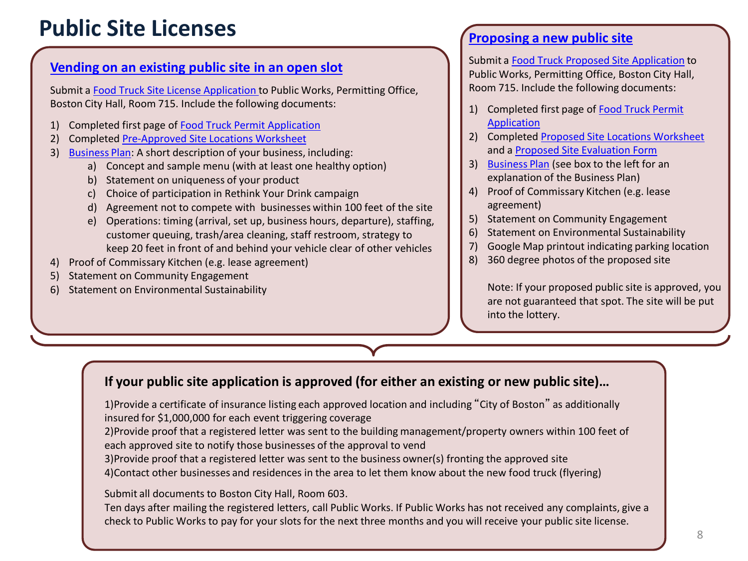# Public Site Licenses

## Vending on an existing public site in an open slot

Submit a Food Truck Site License Application to Public Works, Permitting Office, Boston City Hall, Room 715. Include the following documents:

1) Completed first page of Food Truck Permit Application
2) Completed Pre-Approved Site Locations Worksheet
3) Business Plan: A short description of your business, including:
   a) Concept and sample menu (with at least one healthy option)
   b) Statement on uniqueness of your product
   c) Choice of participation in Rethink Your Drink campaign
   d) Agreement not to compete with businesses within 100 feet of the site
   e) Operations: timing (arrival, set up, business hours, departure), staffing, customer queuing, trash/area cleaning, staff restroom, strategy to keep 20 feet in front of and behind your vehicle clear of other vehicles
4) Proof of Commissary Kitchen (e.g. lease agreement)
5) Statement on Community Engagement
6) Statement on Environmental Sustainability

## Proposing a new public site

Submit a Food Truck Proposed Site Application to Public Works, Permitting Office, Boston City Hall, Room 715. Include the following documents:

1) Completed first page of Food Truck Permit Application
2) Completed Proposed Site Locations Worksheet and a Proposed Site Evaluation Form
3) Business Plan (see box to the left for an explanation of the Business Plan)
4) Proof of Commissary Kitchen (e.g. lease agreement)
5) Statement on Community Engagement
6) Statement on Environmental Sustainability
7) Google Map printout indicating parking location
8) 360 degree photos of the proposed site

   Note: If your proposed public site is approved, you are not guaranteed that spot. The site will be put into the lottery.

### If your public site application is approved (for either an existing or new public site)…

1) Provide a certificate of insurance listing each approved location and including "City of Boston" as additionally insured for $1,000,000 for each event triggering coverage
2) Provide proof that a registered letter was sent to the building management/property owners within 100 feet of each approved site to notify those businesses of the approval to vend
3) Provide proof that a registered letter was sent to the business owner(s) fronting the approved site
4) Contact other businesses and residences in the area to let them know about the new food truck (flyering)

Submit all documents to Boston City Hall, Room 603.
Ten days after mailing the registered letters, call Public Works. If Public Works has not received any complaints, give a check to Public Works to pay for your slots for the next three months and you will receive your public site license.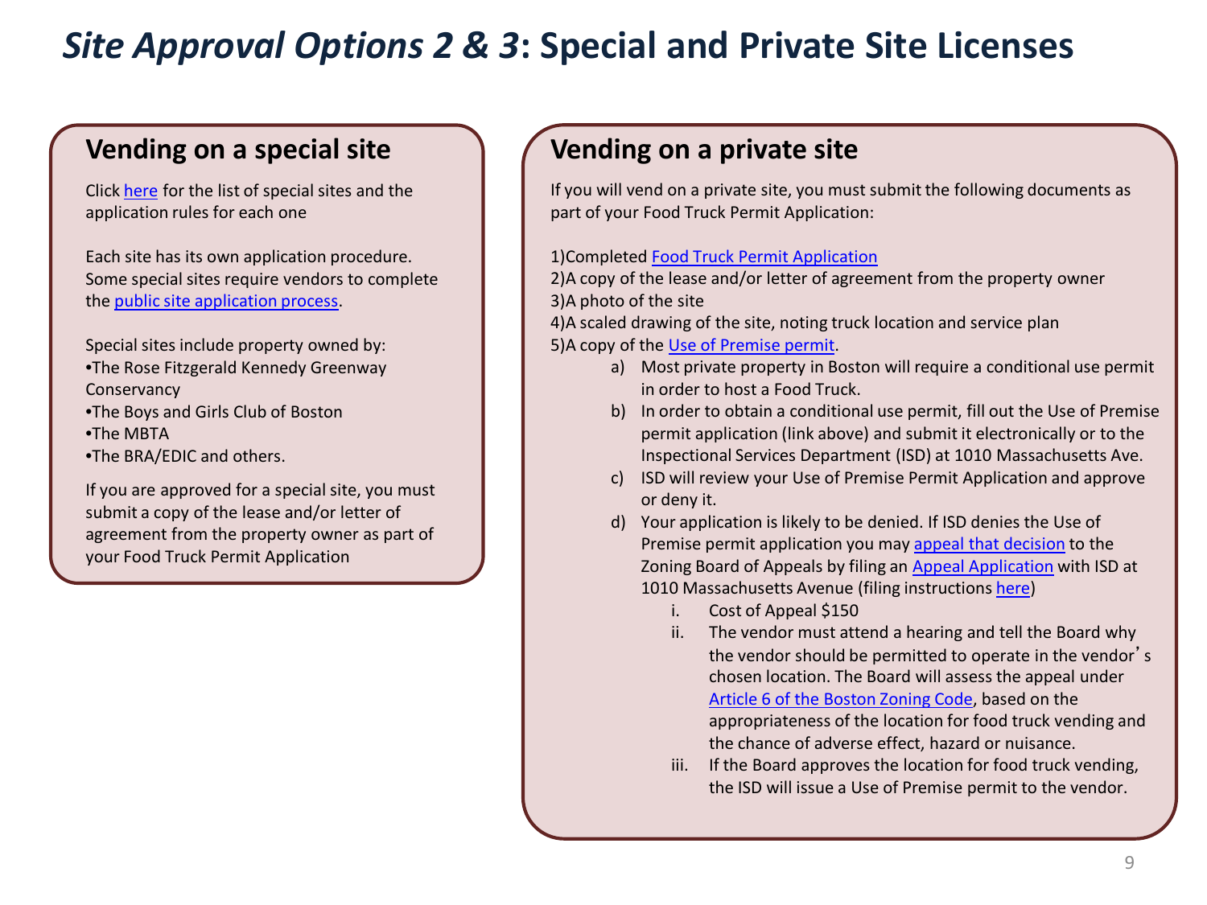# *Site Approval Options 2 & 3*: Special and Private Site Licenses

## Vending on a special site

Click here for the list of special sites and the application rules for each one

Each site has its own application procedure. Some special sites require vendors to complete the public site application process.

Special sites include property owned by:

- The Rose Fitzgerald Kennedy Greenway Conservancy
- The Boys and Girls Club of Boston
- The MBTA
- The BRA/EDIC and others.

If you are approved for a special site, you must submit a copy of the lease and/or letter of agreement from the property owner as part of your Food Truck Permit Application

## Vending on a private site

If you will vend on a private site, you must submit the following documents as part of your Food Truck Permit Application:

1) Completed Food Truck Permit Application
2) A copy of the lease and/or letter of agreement from the property owner
3) A photo of the site
4) A scaled drawing of the site, noting truck location and service plan
5) A copy of the Use of Premise permit.
   a) Most private property in Boston will require a conditional use permit in order to host a Food Truck.
   b) In order to obtain a conditional use permit, fill out the Use of Premise permit application (link above) and submit it electronically or to the Inspectional Services Department (ISD) at 1010 Massachusetts Ave.
   c) ISD will review your Use of Premise Permit Application and approve or deny it.
   d) Your application is likely to be denied. If ISD denies the Use of Premise permit application you may appeal that decision to the Zoning Board of Appeals by filing an Appeal Application with ISD at 1010 Massachusetts Avenue (filing instructions here)
      i. Cost of Appeal $150
      ii. The vendor must attend a hearing and tell the Board why the vendor should be permitted to operate in the vendor's chosen location. The Board will assess the appeal under Article 6 of the Boston Zoning Code, based on the appropriateness of the location for food truck vending and the chance of adverse effect, hazard or nuisance.
      iii. If the Board approves the location for food truck vending, the ISD will issue a Use of Premise permit to the vendor.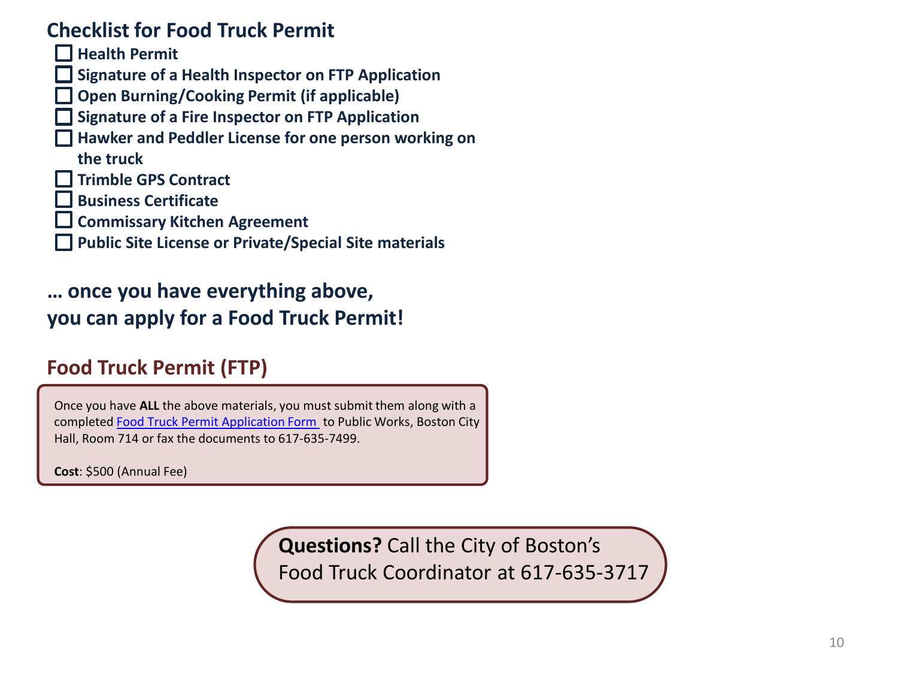## Checklist for Food Truck Permit

- ☐ Health Permit
- ☐ Signature of a Health Inspector on FTP Application
- ☐ Open Burning/Cooking Permit (if applicable)
- ☐ Signature of a Fire Inspector on FTP Application
- ☐ Hawker and Peddler License for one person working on the truck
- ☐ Trimble GPS Contract
- ☐ Business Certificate
- ☐ Commissary Kitchen Agreement
- ☐ Public Site License or Private/Special Site materials

**… once you have everything above, you can apply for a Food Truck Permit!**

## Food Truck Permit (FTP)

Once you have **ALL** the above materials, you must submit them along with a completed Food Truck Permit Application Form to Public Works, Boston City Hall, Room 714 or fax the documents to 617-635-7499.

**Cost**: $500 (Annual Fee)

**Questions?** Call the City of Boston's Food Truck Coordinator at 617-635-3717